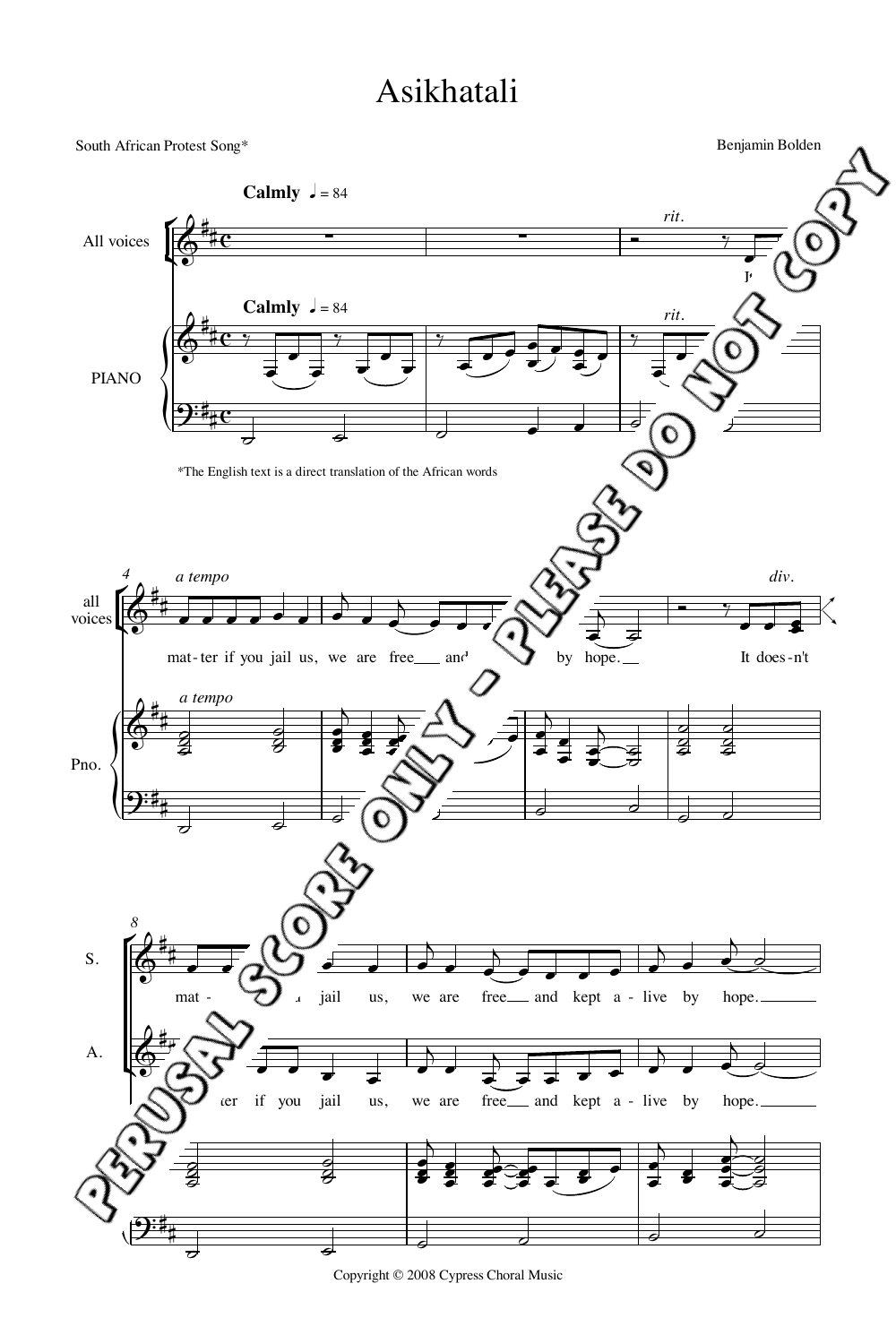# Asikhatali

South African Protest Song*

Benjamin Bolden

**Calmly** ♩ = 84

*The English text is a direct translation of the African words

Copyright © 2008 Cypress Choral Music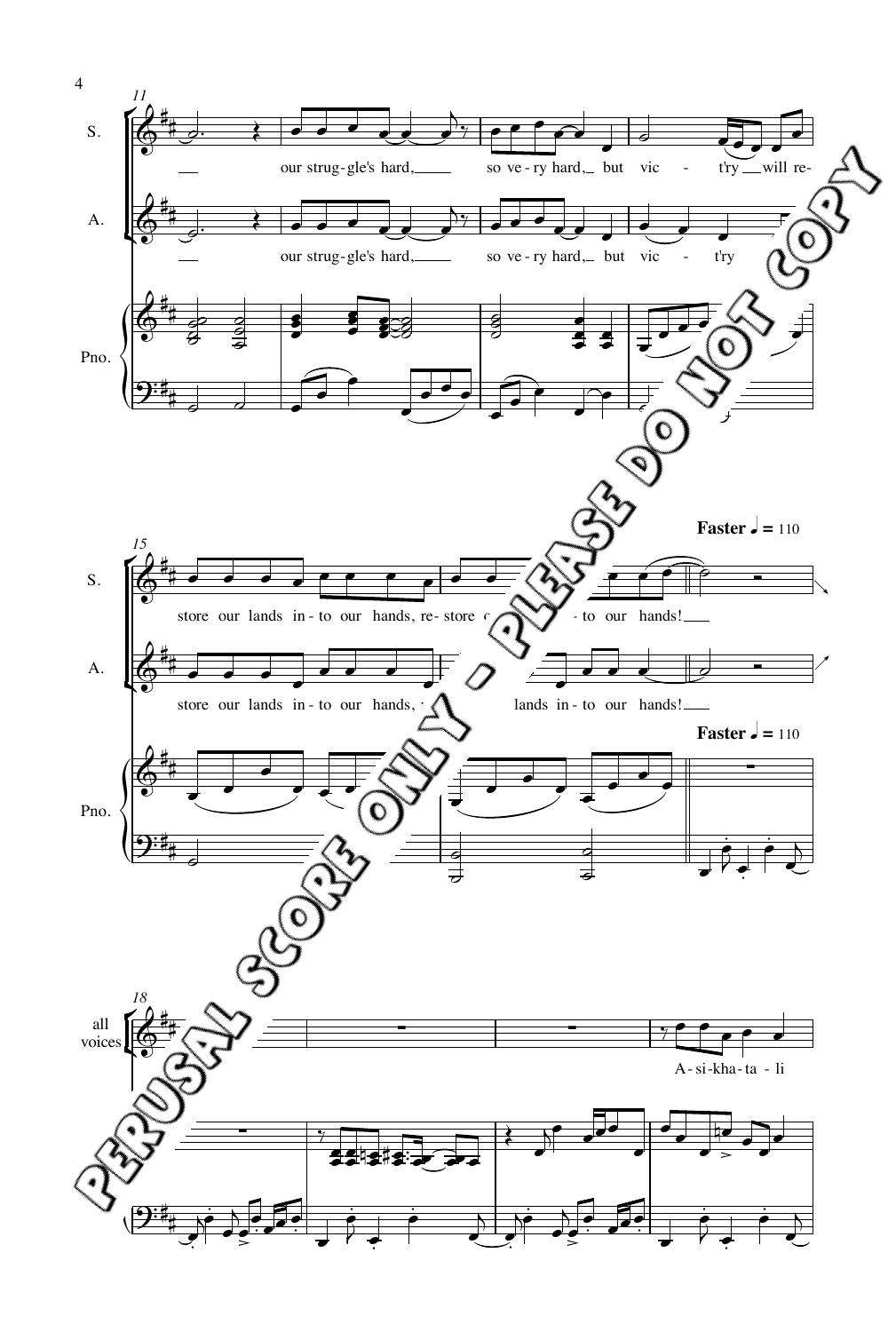11

S. — our strug-gle's hard, so ve-ry hard, but vic - t'ry will re-

A. — our strug-gle's hard, so ve-ry hard, but vic - t'ry

Pno.

15

**Faster** ♩ = 110

S. store our lands in-to our hands, re-store o... -to our hands!

A. store our lands in-to our hands, ... lands in-to our hands!

**Faster** ♩ = 110

Pno.

18

all voices

A-si-kha-ta-li

PERUSAL SCORE ONLY - PLEASE DO NOT COPY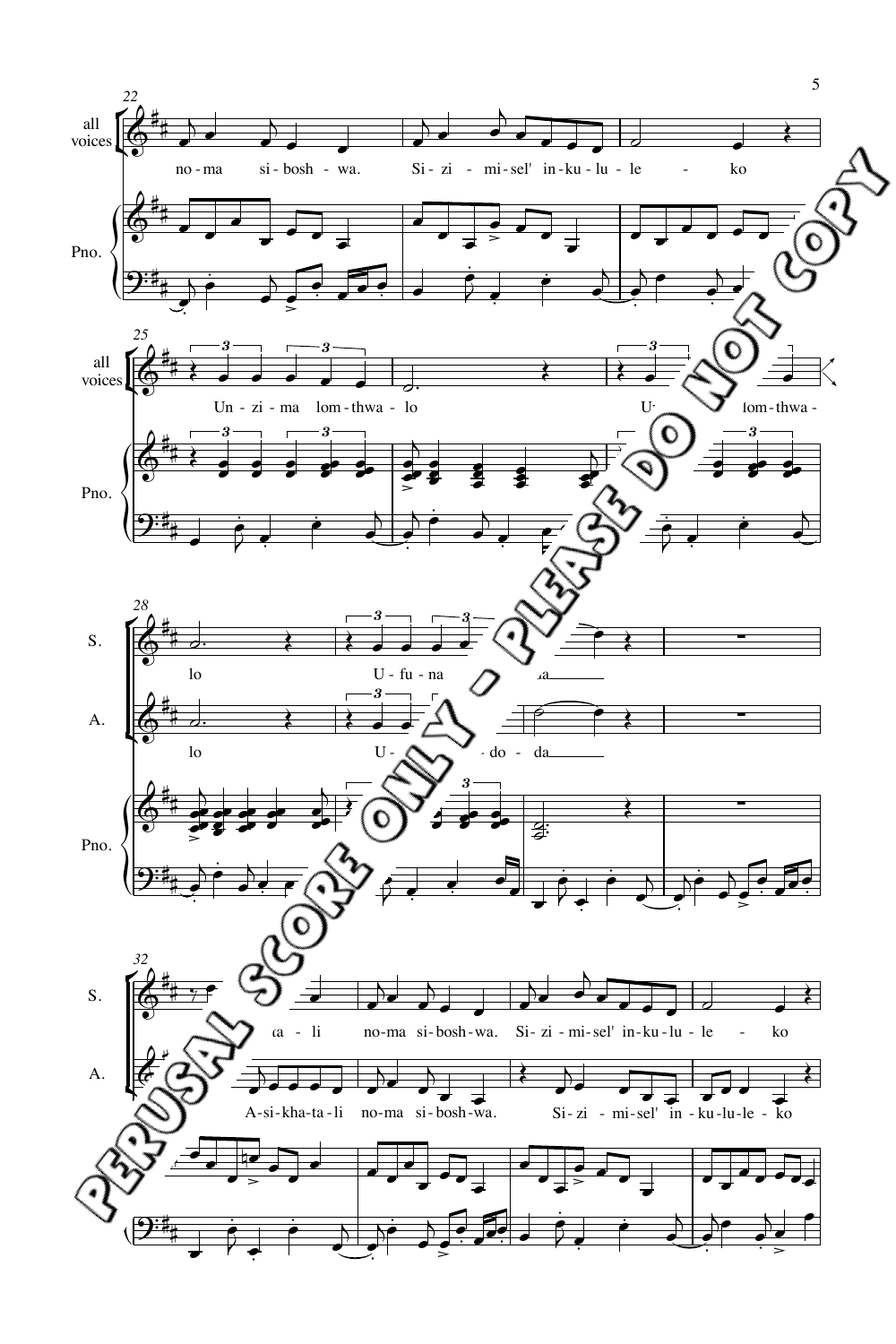all voices

no-ma si-bosh-wa. Si-zi-mi-sel' in-ku-lu-le - ko

Pno.

all voices

Un-zi-ma lom-thwa-lo

U- lom-thwa-

Pno.

S.

lo U-fu-na da

A.

lo U- do-da

Pno.

S.

a-li no-ma si-bosh-wa. Si-zi-mi-sel' in-ku-lu-le - ko

A.

A-si-kha-ta-li no-ma si-bosh-wa. Si-zi-mi-sel' in-ku-lu-le-ko

PERUSAL SCORE ONLY - PLEASE DO NOT COPY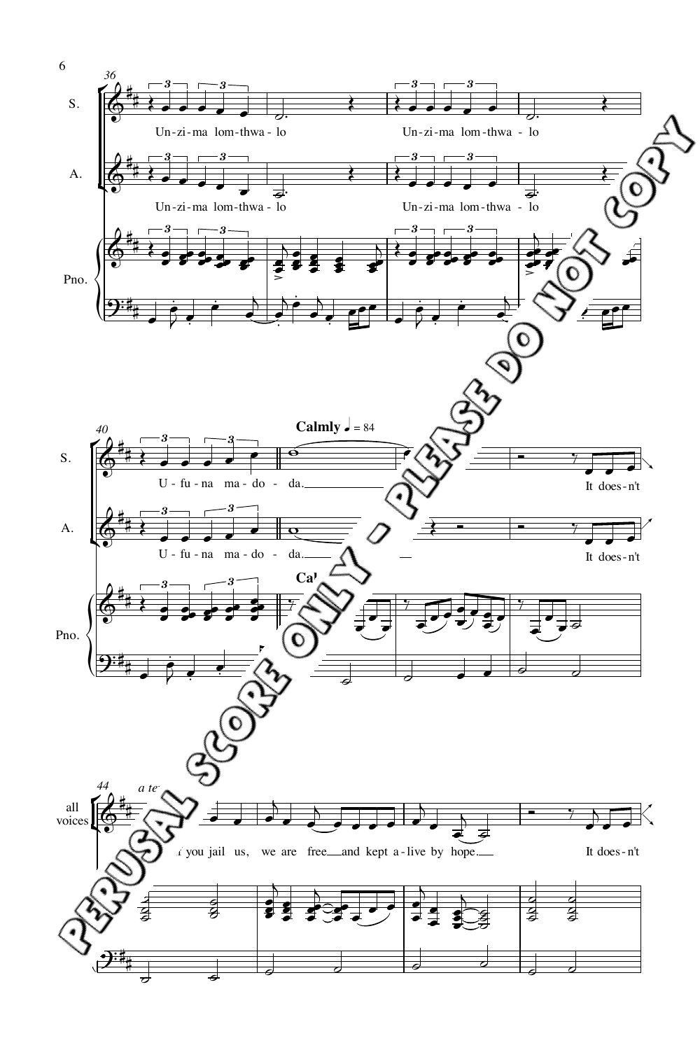S.: Un-zi-ma lom-thwa-lo Un-zi-ma lom-thwa-lo

A.: Un-zi-ma lom-thwa-lo Un-zi-ma lom-thwa-lo

Pno.

S.: U-fu-na ma-do-da. It does-n't

A.: U-fu-na ma-do-da. It does-n't

**Calmly** ♩ = 84

all voices: *a te*... *I* you jail us, we are free and kept a-live by hope. It does-n't

PERUSAL SCORE ONLY - PLEASE DO NOT COPY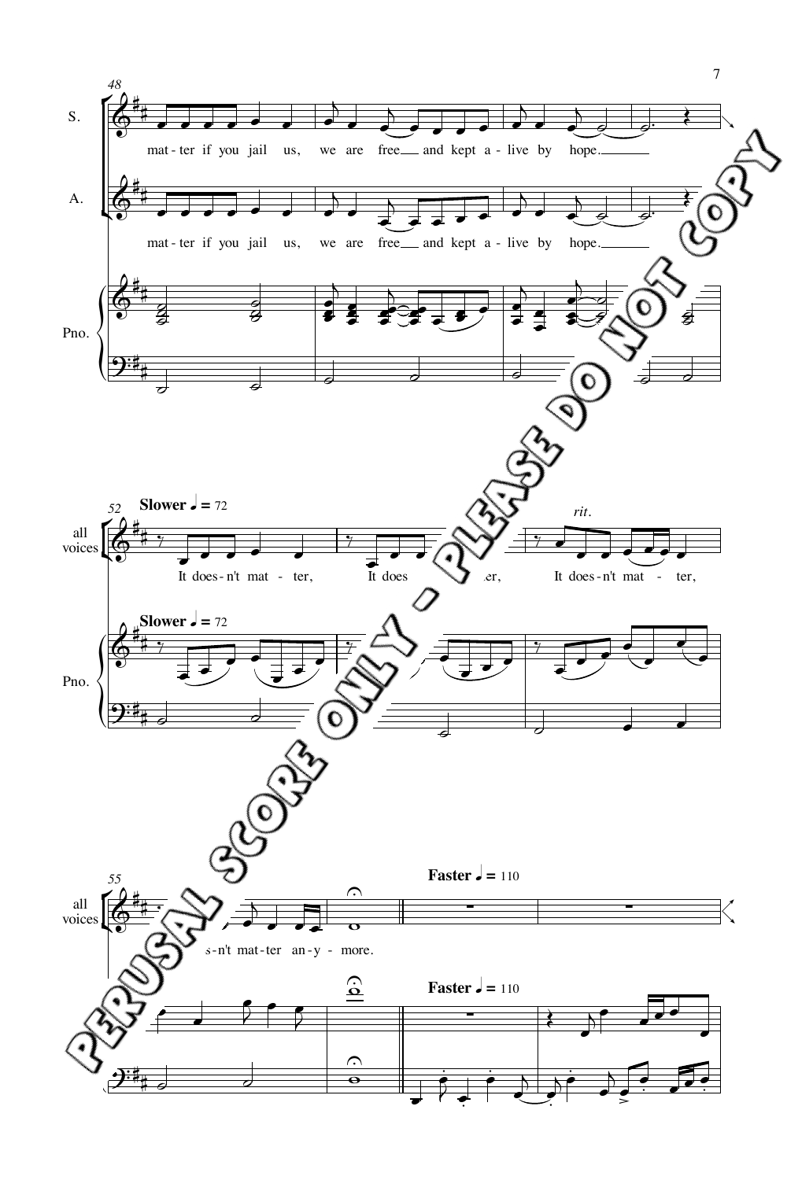S.

mat - ter if you jail us, we are free ___ and kept a - live by hope. ___

A.

mat - ter if you jail us, we are free ___ and kept a - live by hope. ___

Pno.

**Slower** ♩ = 72

all voices

It does - n't mat - ter, It does - n't mat - ter, *rit.* It does - n't mat - ter,

Pno.

**Slower** ♩ = 72

all voices

It does - n't mat - ter an - y - more.

**Faster** ♩ = 110

Pno.

**Faster** ♩ = 110

PERUSAL SCORE ONLY - PLEASE DO NOT COPY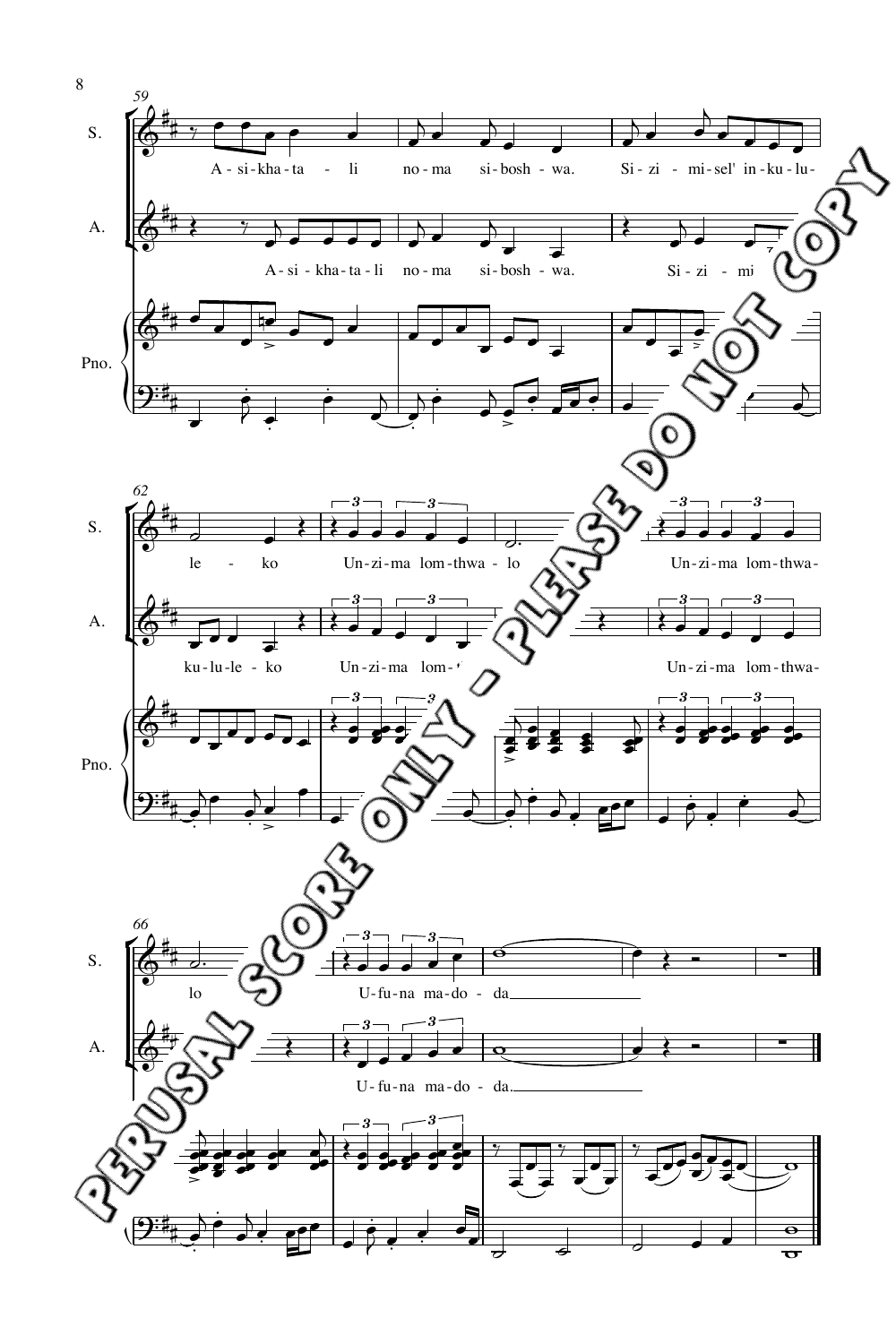59

S. A-si-kha-ta - li no-ma si-bosh - wa. Si-zi - mi-sel' in-ku-lu-

A. A-si-kha-ta-li no-ma si-bosh - wa. Si-zi - mi

Pno.

62

S. le - ko Un-zi-ma lom-thwa - lo Un-zi-ma lom-thwa-

A. ku-lu-le - ko Un-zi-ma lom- Un-zi-ma lom-thwa-

Pno.

66

S. lo U-fu-na ma-do - da

A. U-fu-na ma-do - da.

Pno.

PERUSAL SCORE ONLY - PLEASE DO NOT COPY